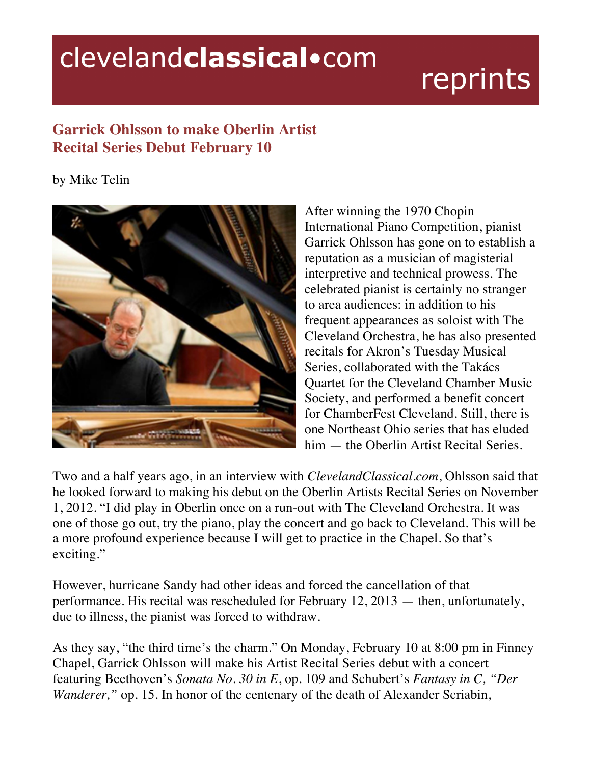# Garrick Ohlsson to make Oberlin Artist Recital Series Debut February 10

by Mike Telin

After winning the 1970 Chopin International Piano Competition, pianist Garrick Ohlsson has gone on to establish a reputation as a musician of magisterial interpretive and technical prowess. The celebrated pianist is certainly no stranger to area audiences: in addition to his frequent appearances as soloist with The Cleveland Orchestra, he has also presented recitals for Akron's Tuesday Musical Series, collaborated with the Takács Quartet for the Cleveland Chamber Music Society, and performed a benefit concert for ChamberFest Cleveland. Still, there is one Northeast Ohio series that has eluded him — the Oberlin Artist Recital Series.

Two and a half years ago, in an interview with *ClevelandClassical.com*, Ohlsson said that he looked forward to making his debut on the Oberlin Artists Recital Series on November 1, 2012. "I did play in Oberlin once on a run-out with The Cleveland Orchestra. It was one of those go out, try the piano, play the concert and go back to Cleveland. This will be a more profound experience because I will get to practice in the Chapel. So that's exciting."

However, hurricane Sandy had other ideas and forced the cancellation of that performance. His recital was rescheduled for February 12, 2013 — then, unfortunately, due to illness, the pianist was forced to withdraw.

As they say, "the third time's the charm." On Monday, February 10 at 8:00 pm in Finney Chapel, Garrick Ohlsson will make his Artist Recital Series debut with a concert featuring Beethoven's *Sonata No. 30 in E*, op. 109 and Schubert's *Fantasy in C, "Der Wanderer,"* op. 15. In honor of the centenary of the death of Alexander Scriabin,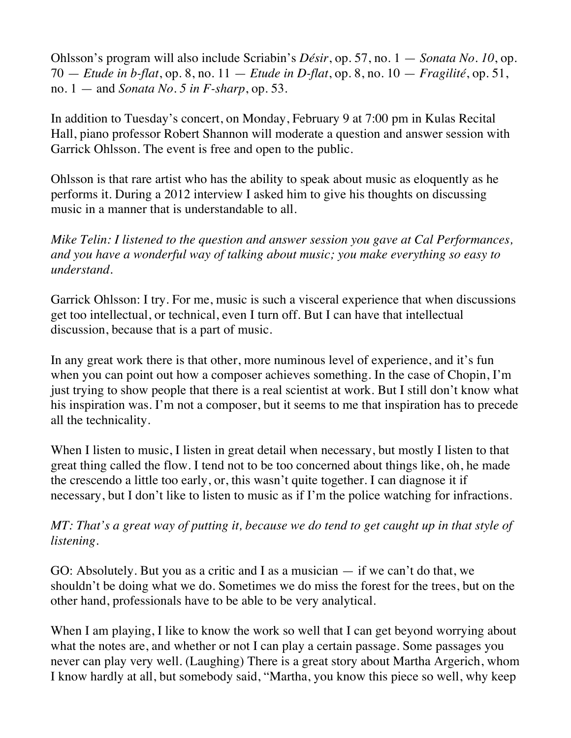Ohlsson's program will also include Scriabin's *Désir*, op. 57, no. 1 — *Sonata No. 10*, op. 70 — *Etude in b-flat*, op. 8, no. 11 — *Etude in D-flat*, op. 8, no. 10 — *Fragilité*, op. 51, no. 1 — and *Sonata No. 5 in F-sharp*, op. 53.

In addition to Tuesday's concert, on Monday, February 9 at 7:00 pm in Kulas Recital Hall, piano professor Robert Shannon will moderate a question and answer session with Garrick Ohlsson. The event is free and open to the public.

Ohlsson is that rare artist who has the ability to speak about music as eloquently as he performs it. During a 2012 interview I asked him to give his thoughts on discussing music in a manner that is understandable to all.

*Mike Telin: I listened to the question and answer session you gave at Cal Performances, and you have a wonderful way of talking about music; you make everything so easy to understand.*

Garrick Ohlsson: I try. For me, music is such a visceral experience that when discussions get too intellectual, or technical, even I turn off. But I can have that intellectual discussion, because that is a part of music.

In any great work there is that other, more numinous level of experience, and it's fun when you can point out how a composer achieves something. In the case of Chopin, I'm just trying to show people that there is a real scientist at work. But I still don't know what his inspiration was. I'm not a composer, but it seems to me that inspiration has to precede all the technicality.

When I listen to music, I listen in great detail when necessary, but mostly I listen to that great thing called the flow. I tend not to be too concerned about things like, oh, he made the crescendo a little too early, or, this wasn't quite together. I can diagnose it if necessary, but I don't like to listen to music as if I'm the police watching for infractions.

*MT: That's a great way of putting it, because we do tend to get caught up in that style of listening.*

GO: Absolutely. But you as a critic and I as a musician — if we can't do that, we shouldn't be doing what we do. Sometimes we do miss the forest for the trees, but on the other hand, professionals have to be able to be very analytical.

When I am playing, I like to know the work so well that I can get beyond worrying about what the notes are, and whether or not I can play a certain passage. Some passages you never can play very well. (Laughing) There is a great story about Martha Argerich, whom I know hardly at all, but somebody said, "Martha, you know this piece so well, why keep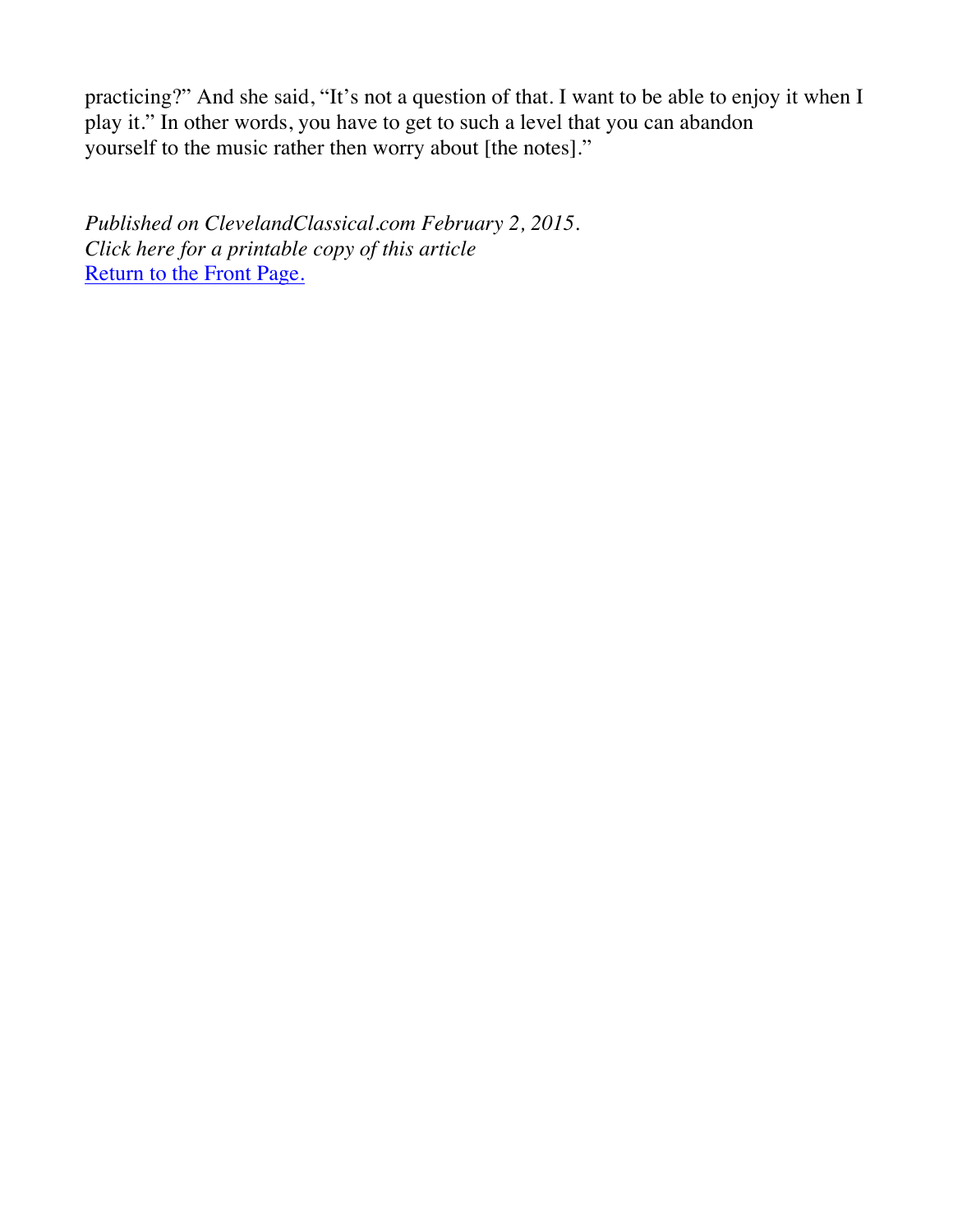practicing?" And she said, "It's not a question of that. I want to be able to enjoy it when I play it." In other words, you have to get to such a level that you can abandon yourself to the music rather then worry about [the notes]."

*Published on ClevelandClassical.com February 2, 2015.*
*Click here for a printable copy of this article*
Return to the Front Page.